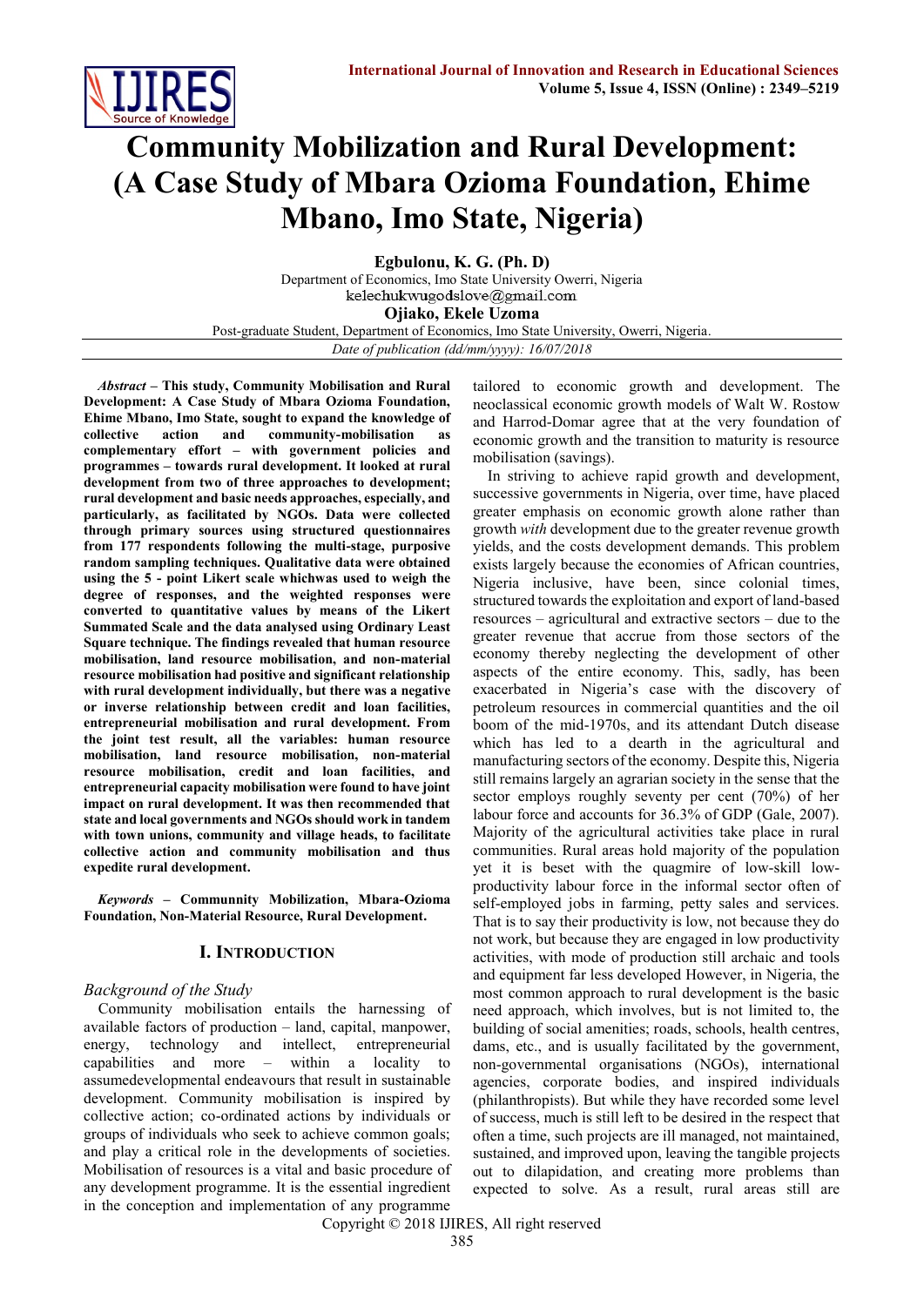# Community Mobilization and Rural Development: (A Case Study of Mbara Ozioma Foundation, Ehime Mbano, Imo State, Nigeria)

**Egbulonu, K. G. (Ph. D)**
Department of Economics, Imo State University Owerri, Nigeria
kelechukwugodslove@gmail.com

**Ojiako, Ekele Uzoma**
Post-graduate Student, Department of Economics, Imo State University, Owerri, Nigeria.

*Date of publication (dd/mm/yyyy): 16/07/2018*

***Abstract* – This study, Community Mobilisation and Rural Development: A Case Study of Mbara Ozioma Foundation, Ehime Mbano, Imo State, sought to expand the knowledge of collective action and community-mobilisation as complementary effort – with government policies and programmes – towards rural development. It looked at rural development from two of three approaches to development; rural development and basic needs approaches, especially, and particularly, as facilitated by NGOs. Data were collected through primary sources using structured questionnaires from 177 respondents following the multi-stage, purposive random sampling techniques. Qualitative data were obtained using the 5 - point Likert scale whichwas used to weigh the degree of responses, and the weighted responses were converted to quantitative values by means of the Likert Summated Scale and the data analysed using Ordinary Least Square technique. The findings revealed that human resource mobilisation, land resource mobilisation, and non-material resource mobilisation had positive and significant relationship with rural development individually, but there was a negative or inverse relationship between credit and loan facilities, entrepreneurial mobilisation and rural development. From the joint test result, all the variables: human resource mobilisation, land resource mobilisation, non-material resource mobilisation, credit and loan facilities, and entrepreneurial capacity mobilisation were found to have joint impact on rural development. It was then recommended that state and local governments and NGOs should work in tandem with town unions, community and village heads, to facilitate collective action and community mobilisation and thus expedite rural development.**

***Keywords* – Communnity Mobilization, Mbara-Ozioma Foundation, Non-Material Resource, Rural Development.**

## I. Introduction

### *Background of the Study*

Community mobilisation entails the harnessing of available factors of production – land, capital, manpower, energy, technology and intellect, entrepreneurial capabilities and more – within a locality to assumedevelopmental endeavours that result in sustainable development. Community mobilisation is inspired by collective action; co-ordinated actions by individuals or groups of individuals who seek to achieve common goals; and play a critical role in the developments of societies. Mobilisation of resources is a vital and basic procedure of any development programme. It is the essential ingredient in the conception and implementation of any programme tailored to economic growth and development. The neoclassical economic growth models of Walt W. Rostow and Harrod-Domar agree that at the very foundation of economic growth and the transition to maturity is resource mobilisation (savings).

In striving to achieve rapid growth and development, successive governments in Nigeria, over time, have placed greater emphasis on economic growth alone rather than growth *with* development due to the greater revenue growth yields, and the costs development demands. This problem exists largely because the economies of African countries, Nigeria inclusive, have been, since colonial times, structured towards the exploitation and export of land-based resources – agricultural and extractive sectors – due to the greater revenue that accrue from those sectors of the economy thereby neglecting the development of other aspects of the entire economy. This, sadly, has been exacerbated in Nigeria's case with the discovery of petroleum resources in commercial quantities and the oil boom of the mid-1970s, and its attendant Dutch disease which has led to a dearth in the agricultural and manufacturing sectors of the economy. Despite this, Nigeria still remains largely an agrarian society in the sense that the sector employs roughly seventy per cent (70%) of her labour force and accounts for 36.3% of GDP (Gale, 2007). Majority of the agricultural activities take place in rural communities. Rural areas hold majority of the population yet it is beset with the quagmire of low-skill low-productivity labour force in the informal sector often of self-employed jobs in farming, petty sales and services. That is to say their productivity is low, not because they do not work, but because they are engaged in low productivity activities, with mode of production still archaic and tools and equipment far less developed However, in Nigeria, the most common approach to rural development is the basic need approach, which involves, but is not limited to, the building of social amenities; roads, schools, health centres, dams, etc., and is usually facilitated by the government, non-governmental organisations (NGOs), international agencies, corporate bodies, and inspired individuals (philanthropists). But while they have recorded some level of success, much is still left to be desired in the respect that often a time, such projects are ill managed, not maintained, sustained, and improved upon, leaving the tangible projects out to dilapidation, and creating more problems than expected to solve. As a result, rural areas still are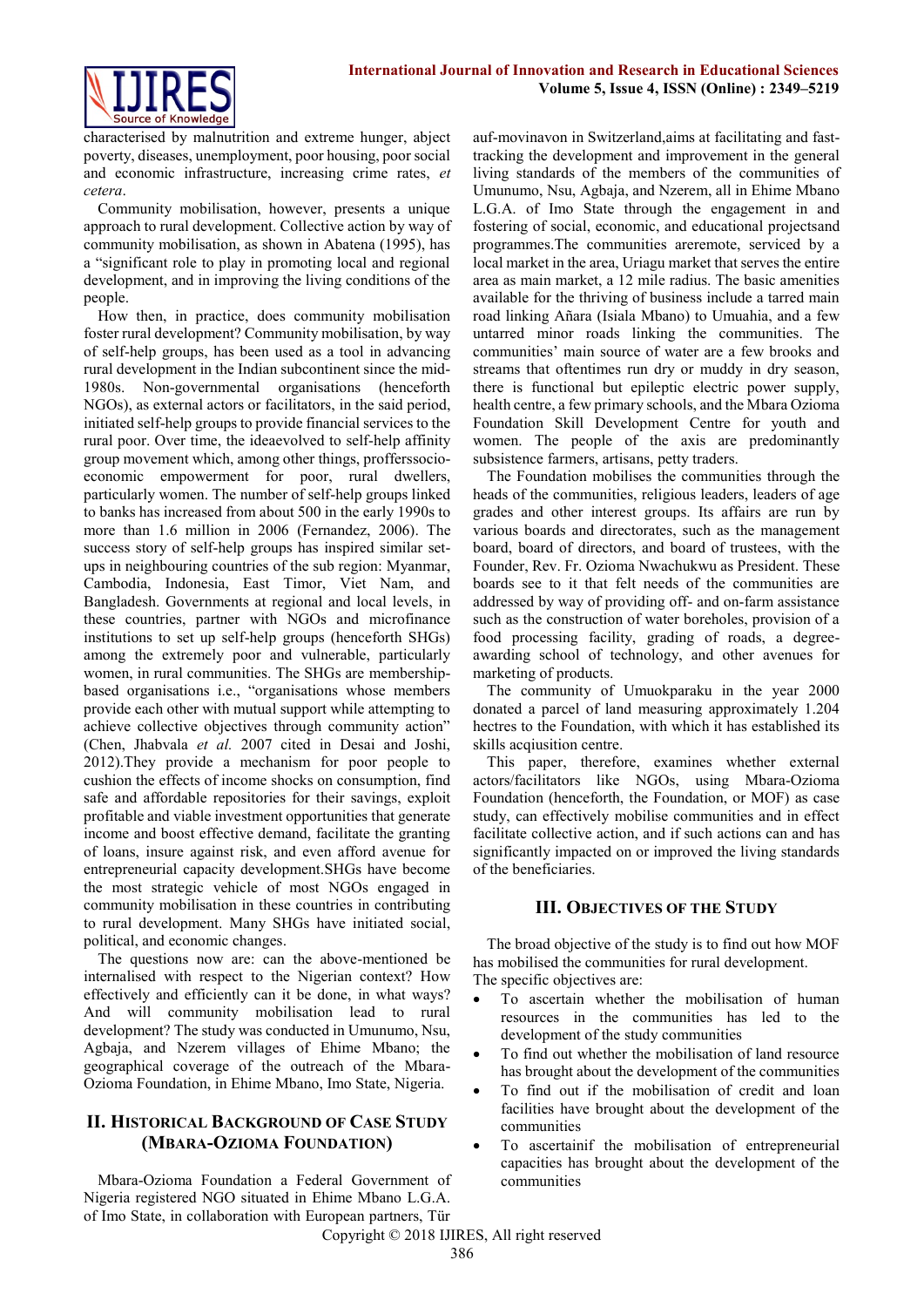characterised by malnutrition and extreme hunger, abject poverty, diseases, unemployment, poor housing, poor social and economic infrastructure, increasing crime rates, *et cetera*.

Community mobilisation, however, presents a unique approach to rural development. Collective action by way of community mobilisation, as shown in Abatena (1995), has a "significant role to play in promoting local and regional development, and in improving the living conditions of the people.

How then, in practice, does community mobilisation foster rural development? Community mobilisation, by way of self-help groups, has been used as a tool in advancing rural development in the Indian subcontinent since the mid-1980s. Non-governmental organisations (henceforth NGOs), as external actors or facilitators, in the said period, initiated self-help groups to provide financial services to the rural poor. Over time, the ideaevolved to self-help affinity group movement which, among other things, profferssocio-economic empowerment for poor, rural dwellers, particularly women. The number of self-help groups linked to banks has increased from about 500 in the early 1990s to more than 1.6 million in 2006 (Fernandez, 2006). The success story of self-help groups has inspired similar set-ups in neighbouring countries of the sub region: Myanmar, Cambodia, Indonesia, East Timor, Viet Nam, and Bangladesh. Governments at regional and local levels, in these countries, partner with NGOs and microfinance institutions to set up self-help groups (henceforth SHGs) among the extremely poor and vulnerable, particularly women, in rural communities. The SHGs are membership-based organisations i.e., "organisations whose members provide each other with mutual support while attempting to achieve collective objectives through community action" (Chen, Jhabvala *et al.* 2007 cited in Desai and Joshi, 2012).They provide a mechanism for poor people to cushion the effects of income shocks on consumption, find safe and affordable repositories for their savings, exploit profitable and viable investment opportunities that generate income and boost effective demand, facilitate the granting of loans, insure against risk, and even afford avenue for entrepreneurial capacity development.SHGs have become the most strategic vehicle of most NGOs engaged in community mobilisation in these countries in contributing to rural development. Many SHGs have initiated social, political, and economic changes.

The questions now are: can the above-mentioned be internalised with respect to the Nigerian context? How effectively and efficiently can it be done, in what ways? And will community mobilisation lead to rural development? The study was conducted in Umunumo, Nsu, Agbaja, and Nzerem villages of Ehime Mbano; the geographical coverage of the outreach of the Mbara-Ozioma Foundation, in Ehime Mbano, Imo State, Nigeria.

## II. Historical Background of Case Study (Mbara-Ozioma Foundation)

Mbara-Ozioma Foundation a Federal Government of Nigeria registered NGO situated in Ehime Mbano L.G.A. of Imo State, in collaboration with European partners, Tür auf-movinavon in Switzerland,aims at facilitating and fast-tracking the development and improvement in the general living standards of the members of the communities of Umunumo, Nsu, Agbaja, and Nzerem, all in Ehime Mbano L.G.A. of Imo State through the engagement in and fostering of social, economic, and educational projectsand programmes.The communities areremote, serviced by a local market in the area, Uriagu market that serves the entire area as main market, a 12 mile radius. The basic amenities available for the thriving of business include a tarred main road linking Añara (Isiala Mbano) to Umuahia, and a few untarred minor roads linking the communities. The communities' main source of water are a few brooks and streams that oftentimes run dry or muddy in dry season, there is functional but epileptic electric power supply, health centre, a few primary schools, and the Mbara Ozioma Foundation Skill Development Centre for youth and women. The people of the axis are predominantly subsistence farmers, artisans, petty traders.

The Foundation mobilises the communities through the heads of the communities, religious leaders, leaders of age grades and other interest groups. Its affairs are run by various boards and directorates, such as the management board, board of directors, and board of trustees, with the Founder, Rev. Fr. Ozioma Nwachukwu as President. These boards see to it that felt needs of the communities are addressed by way of providing off- and on-farm assistance such as the construction of water boreholes, provision of a food processing facility, grading of roads, a degree-awarding school of technology, and other avenues for marketing of products.

The community of Umuokparaku in the year 2000 donated a parcel of land measuring approximately 1.204 hectres to the Foundation, with which it has established its skills acqiusition centre.

This paper, therefore, examines whether external actors/facilitators like NGOs, using Mbara-Ozioma Foundation (henceforth, the Foundation, or MOF) as case study, can effectively mobilise communities and in effect facilitate collective action, and if such actions can and has significantly impacted on or improved the living standards of the beneficiaries.

## III. Objectives of the Study

The broad objective of the study is to find out how MOF has mobilised the communities for rural development.

The specific objectives are:

- To ascertain whether the mobilisation of human resources in the communities has led to the development of the study communities
- To find out whether the mobilisation of land resource has brought about the development of the communities
- To find out if the mobilisation of credit and loan facilities have brought about the development of the communities
- To ascertainif the mobilisation of entrepreneurial capacities has brought about the development of the communities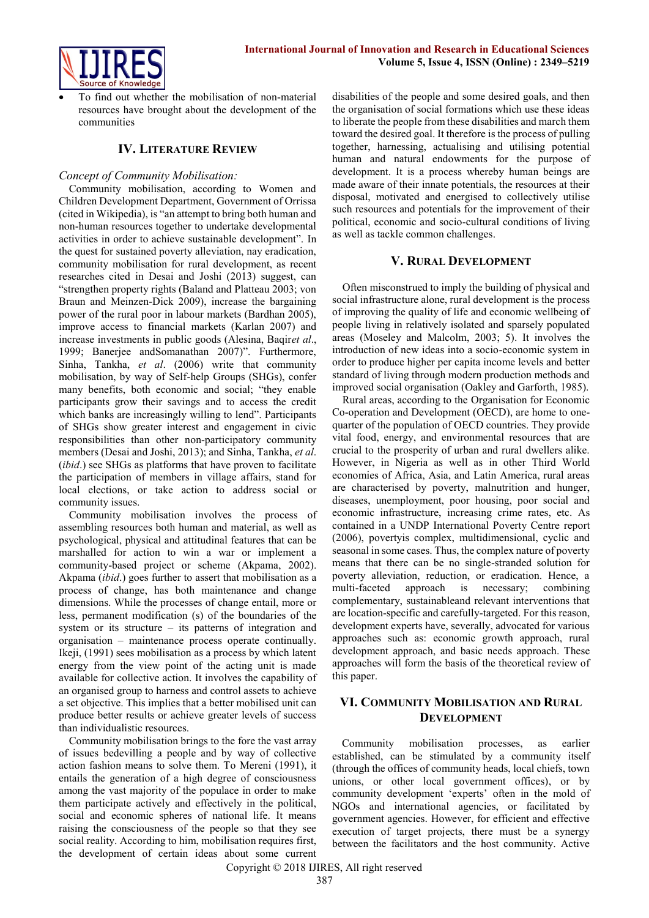- To find out whether the mobilisation of non-material resources have brought about the development of the communities

## IV. Literature Review

*Concept of Community Mobilisation:*

Community mobilisation, according to Women and Children Development Department, Government of Orrissa (cited in Wikipedia), is "an attempt to bring both human and non-human resources together to undertake developmental activities in order to achieve sustainable development". In the quest for sustained poverty alleviation, nay eradication, community mobilisation for rural development, as recent researches cited in Desai and Joshi (2013) suggest, can "strengthen property rights (Baland and Platteau 2003; von Braun and Meinzen-Dick 2009), increase the bargaining power of the rural poor in labour markets (Bardhan 2005), improve access to financial markets (Karlan 2007) and increase investments in public goods (Alesina, Baqir*et al*., 1999; Banerjee andSomanathan 2007)". Furthermore, Sinha, Tankha, *et al*. (2006) write that community mobilisation, by way of Self-help Groups (SHGs), confer many benefits, both economic and social; "they enable participants grow their savings and to access the credit which banks are increasingly willing to lend". Participants of SHGs show greater interest and engagement in civic responsibilities than other non-participatory community members (Desai and Joshi, 2013); and Sinha, Tankha, *et al*. (*ibid*.) see SHGs as platforms that have proven to facilitate the participation of members in village affairs, stand for local elections, or take action to address social or community issues.

Community mobilisation involves the process of assembling resources both human and material, as well as psychological, physical and attitudinal features that can be marshalled for action to win a war or implement a community-based project or scheme (Akpama, 2002). Akpama (*ibid*.) goes further to assert that mobilisation as a process of change, has both maintenance and change dimensions. While the processes of change entail, more or less, permanent modification (s) of the boundaries of the system or its structure – its patterns of integration and organisation – maintenance process operate continually. Ikeji, (1991) sees mobilisation as a process by which latent energy from the view point of the acting unit is made available for collective action. It involves the capability of an organised group to harness and control assets to achieve a set objective. This implies that a better mobilised unit can produce better results or achieve greater levels of success than individualistic resources.

Community mobilisation brings to the fore the vast array of issues bedevilling a people and by way of collective action fashion means to solve them. To Mereni (1991), it entails the generation of a high degree of consciousness among the vast majority of the populace in order to make them participate actively and effectively in the political, social and economic spheres of national life. It means raising the consciousness of the people so that they see social reality. According to him, mobilisation requires first, the development of certain ideas about some current disabilities of the people and some desired goals, and then the organisation of social formations which use these ideas to liberate the people from these disabilities and march them toward the desired goal. It therefore is the process of pulling together, harnessing, actualising and utilising potential human and natural endowments for the purpose of development. It is a process whereby human beings are made aware of their innate potentials, the resources at their disposal, motivated and energised to collectively utilise such resources and potentials for the improvement of their political, economic and socio-cultural conditions of living as well as tackle common challenges.

## V. Rural Development

Often misconstrued to imply the building of physical and social infrastructure alone, rural development is the process of improving the quality of life and economic wellbeing of people living in relatively isolated and sparsely populated areas (Moseley and Malcolm, 2003; 5). It involves the introduction of new ideas into a socio-economic system in order to produce higher per capita income levels and better standard of living through modern production methods and improved social organisation (Oakley and Garforth, 1985).

Rural areas, according to the Organisation for Economic Co-operation and Development (OECD), are home to one-quarter of the population of OECD countries. They provide vital food, energy, and environmental resources that are crucial to the prosperity of urban and rural dwellers alike. However, in Nigeria as well as in other Third World economies of Africa, Asia, and Latin America, rural areas are characterised by poverty, malnutrition and hunger, diseases, unemployment, poor housing, poor social and economic infrastructure, increasing crime rates, etc. As contained in a UNDP International Poverty Centre report (2006), povertyis complex, multidimensional, cyclic and seasonal in some cases. Thus, the complex nature of poverty means that there can be no single-stranded solution for poverty alleviation, reduction, or eradication. Hence, a multi-faceted approach is necessary; combining complementary, sustainableand relevant interventions that are location-specific and carefully-targeted. For this reason, development experts have, severally, advocated for various approaches such as: economic growth approach, rural development approach, and basic needs approach. These approaches will form the basis of the theoretical review of this paper.

## VI. Community Mobilisation and Rural Development

Community mobilisation processes, as earlier established, can be stimulated by a community itself (through the offices of community heads, local chiefs, town unions, or other local government offices), or by community development 'experts' often in the mold of NGOs and international agencies, or facilitated by government agencies. However, for efficient and effective execution of target projects, there must be a synergy between the facilitators and the host community. Active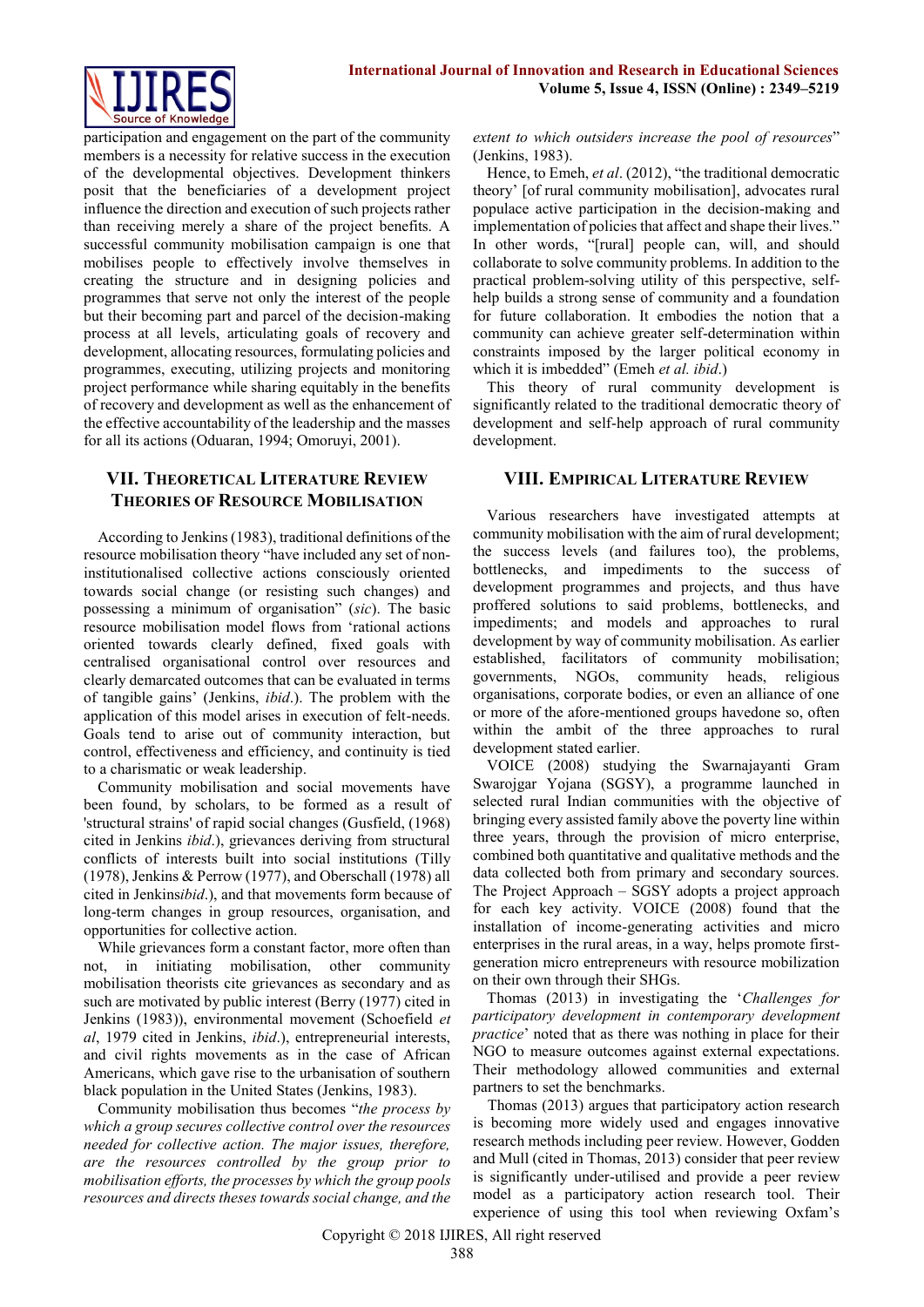participation and engagement on the part of the community members is a necessity for relative success in the execution of the developmental objectives. Development thinkers posit that the beneficiaries of a development project influence the direction and execution of such projects rather than receiving merely a share of the project benefits. A successful community mobilisation campaign is one that mobilises people to effectively involve themselves in creating the structure and in designing policies and programmes that serve not only the interest of the people but their becoming part and parcel of the decision-making process at all levels, articulating goals of recovery and development, allocating resources, formulating policies and programmes, executing, utilizing projects and monitoring project performance while sharing equitably in the benefits of recovery and development as well as the enhancement of the effective accountability of the leadership and the masses for all its actions (Oduaran, 1994; Omoruyi, 2001).

## VII. Theoretical Literature Review Theories of Resource Mobilisation

According to Jenkins (1983), traditional definitions of the resource mobilisation theory "have included any set of non-institutionalised collective actions consciously oriented towards social change (or resisting such changes) and possessing a minimum of organisation" (*sic*). The basic resource mobilisation model flows from 'rational actions oriented towards clearly defined, fixed goals with centralised organisational control over resources and clearly demarcated outcomes that can be evaluated in terms of tangible gains' (Jenkins, *ibid*.). The problem with the application of this model arises in execution of felt-needs. Goals tend to arise out of community interaction, but control, effectiveness and efficiency, and continuity is tied to a charismatic or weak leadership.

Community mobilisation and social movements have been found, by scholars, to be formed as a result of 'structural strains' of rapid social changes (Gusfield, (1968) cited in Jenkins *ibid*.), grievances deriving from structural conflicts of interests built into social institutions (Tilly (1978), Jenkins & Perrow (1977), and Oberschall (1978) all cited in Jenkins*ibid*.), and that movements form because of long-term changes in group resources, organisation, and opportunities for collective action.

While grievances form a constant factor, more often than not, in initiating mobilisation, other community mobilisation theorists cite grievances as secondary and as such are motivated by public interest (Berry (1977) cited in Jenkins (1983)), environmental movement (Schoefield *et al*, 1979 cited in Jenkins, *ibid*.), entrepreneurial interests, and civil rights movements as in the case of African Americans, which gave rise to the urbanisation of southern black population in the United States (Jenkins, 1983).

Community mobilisation thus becomes "*the process by which a group secures collective control over the resources needed for collective action. The major issues, therefore, are the resources controlled by the group prior to mobilisation efforts, the processes by which the group pools resources and directs theses towards social change, and the extent to which outsiders increase the pool of resources*" (Jenkins, 1983).

Hence, to Emeh, *et al*. (2012), "the traditional democratic theory' [of rural community mobilisation], advocates rural populace active participation in the decision-making and implementation of policies that affect and shape their lives." In other words, "[rural] people can, will, and should collaborate to solve community problems. In addition to the practical problem-solving utility of this perspective, self-help builds a strong sense of community and a foundation for future collaboration. It embodies the notion that a community can achieve greater self-determination within constraints imposed by the larger political economy in which it is imbedded" (Emeh *et al. ibid*.)

This theory of rural community development is significantly related to the traditional democratic theory of development and self-help approach of rural community development.

## VIII. Empirical Literature Review

Various researchers have investigated attempts at community mobilisation with the aim of rural development; the success levels (and failures too), the problems, bottlenecks, and impediments to the success of development programmes and projects, and thus have proffered solutions to said problems, bottlenecks, and impediments; and models and approaches to rural development by way of community mobilisation. As earlier established, facilitators of community mobilisation; governments, NGOs, community heads, religious organisations, corporate bodies, or even an alliance of one or more of the afore-mentioned groups havedone so, often within the ambit of the three approaches to rural development stated earlier.

VOICE (2008) studying the Swarnajayanti Gram Swarojgar Yojana (SGSY), a programme launched in selected rural Indian communities with the objective of bringing every assisted family above the poverty line within three years, through the provision of micro enterprise, combined both quantitative and qualitative methods and the data collected both from primary and secondary sources. The Project Approach – SGSY adopts a project approach for each key activity. VOICE (2008) found that the installation of income-generating activities and micro enterprises in the rural areas, in a way, helps promote first-generation micro entrepreneurs with resource mobilization on their own through their SHGs.

Thomas (2013) in investigating the '*Challenges for participatory development in contemporary development practice*' noted that as there was nothing in place for their NGO to measure outcomes against external expectations. Their methodology allowed communities and external partners to set the benchmarks.

Thomas (2013) argues that participatory action research is becoming more widely used and engages innovative research methods including peer review. However, Godden and Mull (cited in Thomas, 2013) consider that peer review is significantly under-utilised and provide a peer review model as a participatory action research tool. Their experience of using this tool when reviewing Oxfam's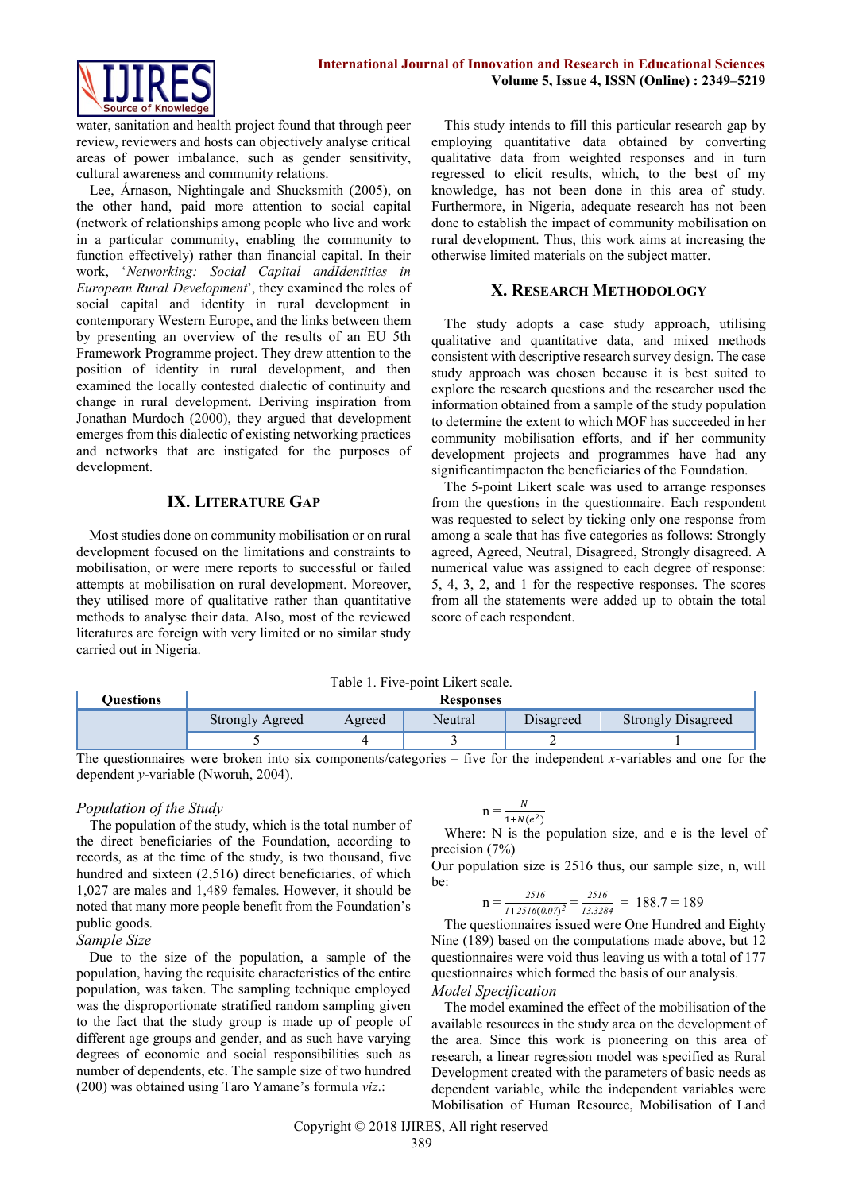water, sanitation and health project found that through peer review, reviewers and hosts can objectively analyse critical areas of power imbalance, such as gender sensitivity, cultural awareness and community relations.

Lee, Árnason, Nightingale and Shucksmith (2005), on the other hand, paid more attention to social capital (network of relationships among people who live and work in a particular community, enabling the community to function effectively) rather than financial capital. In their work, '*Networking: Social Capital andIdentities in European Rural Development*', they examined the roles of social capital and identity in rural development in contemporary Western Europe, and the links between them by presenting an overview of the results of an EU 5th Framework Programme project. They drew attention to the position of identity in rural development, and then examined the locally contested dialectic of continuity and change in rural development. Deriving inspiration from Jonathan Murdoch (2000), they argued that development emerges from this dialectic of existing networking practices and networks that are instigated for the purposes of development.

## IX. Literature Gap

Most studies done on community mobilisation or on rural development focused on the limitations and constraints to mobilisation, or were mere reports to successful or failed attempts at mobilisation on rural development. Moreover, they utilised more of qualitative rather than quantitative methods to analyse their data. Also, most of the reviewed literatures are foreign with very limited or no similar study carried out in Nigeria.

This study intends to fill this particular research gap by employing quantitative data obtained by converting qualitative data from weighted responses and in turn regressed to elicit results, which, to the best of my knowledge, has not been done in this area of study. Furthermore, in Nigeria, adequate research has not been done to establish the impact of community mobilisation on rural development. Thus, this work aims at increasing the otherwise limited materials on the subject matter.

## X. Research Methodology

The study adopts a case study approach, utilising qualitative and quantitative data, and mixed methods consistent with descriptive research survey design. The case study approach was chosen because it is best suited to explore the research questions and the researcher used the information obtained from a sample of the study population to determine the extent to which MOF has succeeded in her community mobilisation efforts, and if her community development projects and programmes have had any significantimpacton the beneficiaries of the Foundation.

The 5-point Likert scale was used to arrange responses from the questions in the questionnaire. Each respondent was requested to select by ticking only one response from among a scale that has five categories as follows: Strongly agreed, Agreed, Neutral, Disagreed, Strongly disagreed. A numerical value was assigned to each degree of response: 5, 4, 3, 2, and 1 for the respective responses. The scores from all the statements were added up to obtain the total score of each respondent.

Table 1. Five-point Likert scale.

| Questions | Responses | | | | |
|---|---|---|---|---|---|
| | Strongly Agreed | Agreed | Neutral | Disagreed | Strongly Disagreed |
| | 5 | 4 | 3 | 2 | 1 |

The questionnaires were broken into six components/categories – five for the independent *x*-variables and one for the dependent *y*-variable (Nworuh, 2004).

### *Population of the Study*

The population of the study, which is the total number of the direct beneficiaries of the Foundation, according to records, as at the time of the study, is two thousand, five hundred and sixteen (2,516) direct beneficiaries, of which 1,027 are males and 1,489 females. However, it should be noted that many more people benefit from the Foundation's public goods.

### *Sample Size*

Due to the size of the population, a sample of the population, having the requisite characteristics of the entire population, was taken. The sampling technique employed was the disproportionate stratified random sampling given to the fact that the study group is made up of people of different age groups and gender, and as such have varying degrees of economic and social responsibilities such as number of dependents, etc. The sample size of two hundred (200) was obtained using Taro Yamane's formula *viz*.:

$$n = \frac{N}{1+N(e^2)}$$

Where: N is the population size, and e is the level of precision (7%)

Our population size is 2516 thus, our sample size, n, will be:

$$n = \frac{2516}{1+2516(0.07)^2} = \frac{2516}{13.3284} = 188.7 = 189$$

The questionnaires issued were One Hundred and Eighty Nine (189) based on the computations made above, but 12 questionnaires were void thus leaving us with a total of 177 questionnaires which formed the basis of our analysis.

### *Model Specification*

The model examined the effect of the mobilisation of the available resources in the study area on the development of the area. Since this work is pioneering on this area of research, a linear regression model was specified as Rural Development created with the parameters of basic needs as dependent variable, while the independent variables were Mobilisation of Human Resource, Mobilisation of Land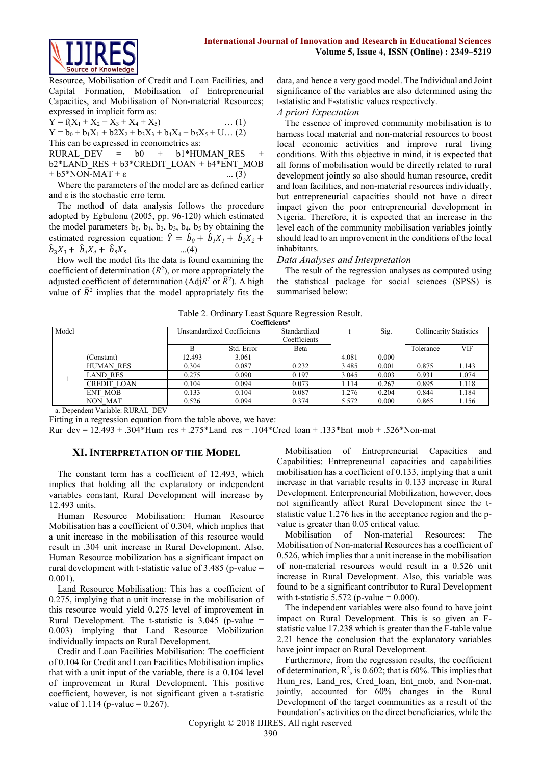Resource, Mobilisation of Credit and Loan Facilities, and Capital Formation, Mobilisation of Entrepreneurial Capacities, and Mobilisation of Non-material Resources; expressed in implicit form as:

$Y = f(X_1 + X_2 + X_3 + X_4 + X_5)$ … (1)

$Y = b_0 + b_1X_1 + b2X_2 + b_3X_3 + b_4X_4 + b_5X_5 + U$… (2)

This can be expressed in econometrics as:

RURAL_DEV = b0 + b1*HUMAN_RES + b2*LAND_RES + b3*CREDIT_LOAN + b4*ENT_MOB + b5*NON-MAT + ε ... (3)

Where the parameters of the model are as defined earlier and ε is the stochastic erro term.

The method of data analysis follows the procedure adopted by Egbulonu (2005, pp. 96-120) which estimated the model parameters $b_0$, $b_1$, $b_2$, $b_3$, $b_4$, $b_5$ by obtaining the estimated regression equation: $\hat{Y} = \hat{b}_0 + \hat{b}_1X_1 + \hat{b}_2X_2 + \hat{b}_3X_3 + \hat{b}_4X_4 + \hat{b}_5X_5$ ...(4)

How well the model fits the data is found examining the coefficient of determination ($R^2$), or more appropriately the adjusted coefficient of determination (Adj$R^2$ or $\bar{R}^2$). A high value of $\bar{R}^2$ implies that the model appropriately fits the data, and hence a very good model. The Individual and Joint significance of the variables are also determined using the t-statistic and F-statistic values respectively.

*A priori Expectation*

The essence of improved community mobilisation is to harness local material and non-material resources to boost local economic activities and improve rural living conditions. With this objective in mind, it is expected that all forms of mobilisation would be directly related to rural development jointly so also should human resource, credit and loan facilities, and non-material resources individually, but entrepreneurial capacities should not have a direct impact given the poor entrepreneurial development in Nigeria. Therefore, it is expected that an increase in the level each of the community mobilisation variables jointly should lead to an improvement in the conditions of the local inhabitants.

*Data Analyses and Interpretation*

The result of the regression analyses as computed using the statistical package for social sciences (SPSS) is summarised below:

Table 2. Ordinary Least Square Regression Result.

**Coefficients**[a]

| Model | | Unstandardized Coefficients | | Standardized Coefficients | t | Sig. | Collinearity Statistics | |
|---|---|---|---|---|---|---|---|---|
| | | B | Std. Error | Beta | | | Tolerance | VIF |
| 1 | (Constant) | 12.493 | 3.061 | | 4.081 | 0.000 | | |
| | HUMAN_RES | 0.304 | 0.087 | 0.232 | 3.485 | 0.001 | 0.875 | 1.143 |
| | LAND_RES | 0.275 | 0.090 | 0.197 | 3.045 | 0.003 | 0.931 | 1.074 |
| | CREDIT_LOAN | 0.104 | 0.094 | 0.073 | 1.114 | 0.267 | 0.895 | 1.118 |
| | ENT_MOB | 0.133 | 0.104 | 0.087 | 1.276 | 0.204 | 0.844 | 1.184 |
| | NON_MAT | 0.526 | 0.094 | 0.374 | 5.572 | 0.000 | 0.865 | 1.156 |

a. Dependent Variable: RURAL_DEV

Fitting in a regression equation from the table above, we have:

Rur_dev = 12.493 + .304*Hum_res + .275*Land_res + .104*Cred_loan + .133*Ent_mob + .526*Non-mat

## XI. Interpretation of the Model

The constant term has a coefficient of 12.493, which implies that holding all the explanatory or independent variables constant, Rural Development will increase by 12.493 units.

Human Resource Mobilisation: Human Resource Mobilisation has a coefficient of 0.304, which implies that a unit increase in the mobilisation of this resource would result in .304 unit increase in Rural Development. Also, Human Resource mobilization has a significant impact on rural development with t-statistic value of 3.485 (p-value = 0.001).

Land Resource Mobilisation: This has a coefficient of 0.275, implying that a unit increase in the mobilisation of this resource would yield 0.275 level of improvement in Rural Development. The t-statistic is 3.045 (p-value = 0.003) implying that Land Resource Mobilization individually impacts on Rural Development.

Credit and Loan Facilities Mobilisation: The coefficient of 0.104 for Credit and Loan Facilities Mobilisation implies that with a unit input of the variable, there is a 0.104 level of improvement in Rural Development. This positive coefficient, however, is not significant given a t-statistic value of 1.114 (p-value = 0.267).

Mobilisation of Entrepreneurial Capacities and Capabilities: Entrepreneurial capacities and capabilities mobilisation has a coefficient of 0.133, implying that a unit increase in that variable results in 0.133 increase in Rural Development. Enterprenuerial Mobilization, however, does not significantly affect Rural Development since the t-statistic value 1.276 lies in the acceptance region and the p-value is greater than 0.05 critical value.

Mobilisation of Non-material Resources: The Mobilisation of Non-material Resources has a coefficient of 0.526, which implies that a unit increase in the mobilisation of non-material resources would result in a 0.526 unit increase in Rural Development. Also, this variable was found to be a significant contributor to Rural Development with t-statistic 5.572 (p-value = 0.000).

The independent variables were also found to have joint impact on Rural Development. This is so given an F-statistic value 17.238 which is greater than the F-table value 2.21 hence the conclusion that the explanatory variables have joint impact on Rural Development.

Furthermore, from the regression results, the coefficient of determination, $R^2$, is 0.602; that is 60%. This implies that Hum_res, Land_res, Cred_loan, Ent_mob, and Non-mat, jointly, accounted for 60% changes in the Rural Development of the target communities as a result of the Foundation's activities on the direct beneficiaries, while the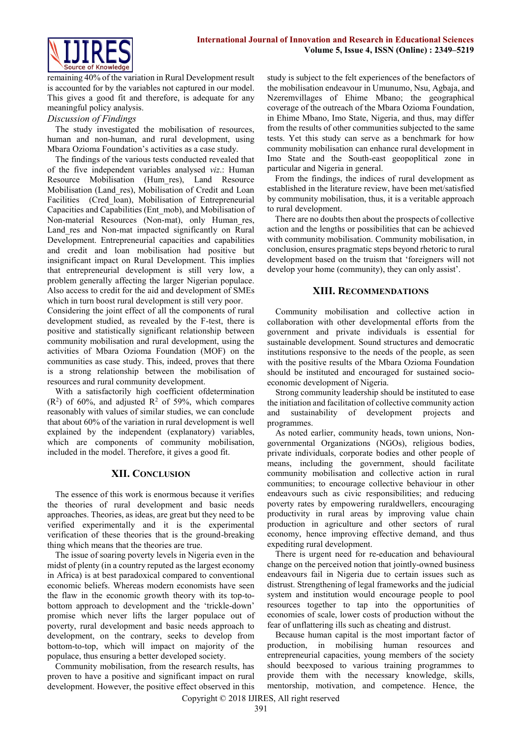remaining 40% of the variation in Rural Development result is accounted for by the variables not captured in our model. This gives a good fit and therefore, is adequate for any meaningful policy analysis.

*Discussion of Findings*

The study investigated the mobilisation of resources, human and non-human, and rural development, using Mbara Ozioma Foundation's activities as a case study.

The findings of the various tests conducted revealed that of the five independent variables analysed *viz*.: Human Resource Mobilisation (Hum_res), Land Resource Mobilisation (Land_res), Mobilisation of Credit and Loan Facilities (Cred_loan), Mobilisation of Entrepreneurial Capacities and Capabilities (Ent_mob), and Mobilisation of Non-material Resources (Non-mat), only Human_res, Land_res and Non-mat impacted significantly on Rural Development. Entrepreneurial capacities and capabilities and credit and loan mobilisation had positive but insignificant impact on Rural Development. This implies that entrepreneurial development is still very low, a problem generally affecting the larger Nigerian populace. Also access to credit for the aid and development of SMEs which in turn boost rural development is still very poor.

Considering the joint effect of all the components of rural development studied, as revealed by the F-test, there is positive and statistically significant relationship between community mobilisation and rural development, using the activities of Mbara Ozioma Foundation (MOF) on the communities as case study. This, indeed, proves that there is a strong relationship between the mobilisation of resources and rural community development.

With a satisfactorily high coefficient ofdetermination ($R^2$) of 60%, and adjusted $R^2$ of 59%, which compares reasonably with values of similar studies, we can conclude that about 60% of the variation in rural development is well explained by the independent (explanatory) variables, which are components of community mobilisation, included in the model. Therefore, it gives a good fit.

## XII. Conclusion

The essence of this work is enormous because it verifies the theories of rural development and basic needs approaches. Theories, as ideas, are great but they need to be verified experimentally and it is the experimental verification of these theories that is the ground-breaking thing which means that the theories are true.

The issue of soaring poverty levels in Nigeria even in the midst of plenty (in a country reputed as the largest economy in Africa) is at best paradoxical compared to conventional economic beliefs. Whereas modern economists have seen the flaw in the economic growth theory with its top-to-bottom approach to development and the 'trickle-down' promise which never lifts the larger populace out of poverty, rural development and basic needs approach to development, on the contrary, seeks to develop from bottom-to-top, which will impact on majority of the populace, thus ensuring a better developed society.

Community mobilisation, from the research results, has proven to have a positive and significant impact on rural development. However, the positive effect observed in this study is subject to the felt experiences of the benefactors of the mobilisation endeavour in Umunumo, Nsu, Agbaja, and Nzeremvillages of Ehime Mbano; the geographical coverage of the outreach of the Mbara Ozioma Foundation, in Ehime Mbano, Imo State, Nigeria, and thus, may differ from the results of other communities subjected to the same tests. Yet this study can serve as a benchmark for how community mobilisation can enhance rural development in Imo State and the South-east geopoplitical zone in particular and Nigeria in general.

From the findings, the indices of rural development as established in the literature review, have been met/satisfied by community mobilisation, thus, it is a veritable approach to rural development.

There are no doubts then about the prospects of collective action and the lengths or possibilities that can be achieved with community mobilisation. Community mobilisation, in conclusion, ensures pragmatic steps beyond rhetoric to rural development based on the truism that 'foreigners will not develop your home (community), they can only assist'.

## XIII. Recommendations

Community mobilisation and collective action in collaboration with other developmental efforts from the government and private individuals is essential for sustainable development. Sound structures and democratic institutions responsive to the needs of the people, as seen with the positive results of the Mbara Ozioma Foundation should be instituted and encouraged for sustained socio-economic development of Nigeria.

Strong community leadership should be instituted to ease the initiation and facilitation of collective community action and sustainability of development projects and programmes.

As noted earlier, community heads, town unions, Non-governmental Organizations (NGOs), religious bodies, private individuals, corporate bodies and other people of means, including the government, should facilitate community mobilisation and collective action in rural communities; to encourage collective behaviour in other endeavours such as civic responsibilities; and reducing poverty rates by empowering ruraldwellers, encouraging productivity in rural areas by improving value chain production in agriculture and other sectors of rural economy, hence improving effective demand, and thus expediting rural development.

There is urgent need for re-education and behavioural change on the perceived notion that jointly-owned business endeavours fail in Nigeria due to certain issues such as distrust. Strengthening of legal frameworks and the judicial system and institution would encourage people to pool resources together to tap into the opportunities of economies of scale, lower costs of production without the fear of unflattering ills such as cheating and distrust.

Because human capital is the most important factor of production, in mobilising human resources and entrepreneurial capacities, young members of the society should beexposed to various training programmes to provide them with the necessary knowledge, skills, mentorship, motivation, and competence. Hence, the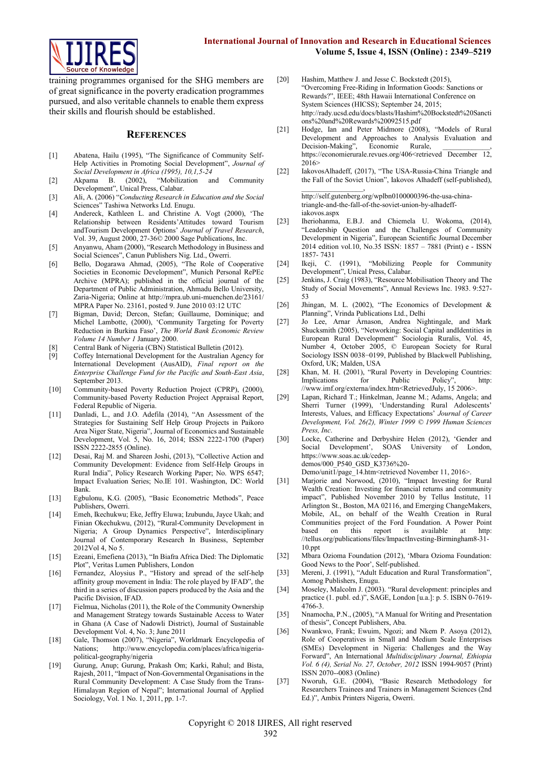training programmes organised for the SHG members are of great significance in the poverty eradication programmes pursued, and also veritable channels to enable them express their skills and flourish should be established.

## References

[1] Abatena, Hailu (1995), "The Significance of Community Self-Help Activities in Promoting Social Development", *Journal of Social Development in Africa (1995), 10,1,5-24*

[2] Akpama B. (2002), "Mobilization and Community Development", Unical Press, Calabar.

[3] Ali, A. (2006) "*Conducting Research in Education and the Social Sciences*" Tashiwa Networks Ltd. Enugu.

[4] Andereck, Kathleen L. and Christine A. Vogt (2000), 'The Relationship between Residents'Attitudes toward Tourism andTourism Development Options' *Journal of Travel Research*, Vol. 39, August 2000, 27-36© 2000 Sage Publications, Inc.

[5] Anyanwu, Aham (2000), "Research Methodology in Business and Social Sciences", Canun Publishers Nig. Ltd., Owerri.

[6] Bello, Dogarawa Ahmad, (2005), "The Role of Cooperative Societies in Economic Development", Munich Personal RePEc Archive (MPRA); published in the official journal of the Department of Public Administration, Ahmadu Bello University, Zaria-Nigeria; Online at http://mpra.ub.uni-muenchen.de/23161/ MPRA Paper No. 23161, posted 9. June 2010 03:12 UTC

[7] Bigman, David; Dercon, Stefan; Guillaume, Dominique; and Michel Lambotte, (2000), 'Community Targeting for Poverty Reduction in Burkina Faso', *The World Bank Economic Review Volume 14 Number 1* January 2000.

[8] Central Bank of Nigeria (CBN) Statistical Bulletin (2012).

[9] Coffey International Development for the Australian Agency for International Development (AusAID), *Final report on the Enterprise Challenge Fund for the Pacific and South-East Asia*, September 2013.

[10] Community-based Poverty Reduction Project (CPRP), (2000), Community-based Poverty Reduction Project Appraisal Report, Federal Republic of Nigeria.

[11] Danladi, L., and J.O. Adefila (2014), "An Assessment of the Strategies for Sustaining Self Help Group Projects in Paikoro Area Niger State, Nigeria", Journal of Economics and Sustainable Development, Vol. 5, No. 16, 2014; ISSN 2222-1700 (Paper) ISSN 2222-2855 (Online).

[12] Desai, Raj M. and Shareen Joshi, (2013), "Collective Action and Community Development: Evidence from Self-Help Groups in Rural India", Policy Research Working Paper; No. WPS 6547; Impact Evaluation Series; No.IE 101. Washington, DC: World Bank.

[13] Egbulonu, K.G. (2005), "Basic Econometric Methods", Peace Publishers, Owerri.

[14] Emeh, Ikechukwu; Eke, Jeffry Eluwa; Izubundu, Jayce Ukah; and Finian Okechukwu, (2012), "Rural-Community Development in Nigeria; A Group Dynamics Perspective", Interdisciplinary Journal of Contemporary Research In Business, September 2012Vol 4, No 5.

[15] Ezeani, Emefiena (2013), "In Biafra Africa Died: The Diplomatic Plot", Veritas Lumen Publishers, London

[16] Fernandez, Aloysius P., "History and spread of the self-help affinity group movement in India: The role played by IFAD", the third in a series of discussion papers produced by the Asia and the Pacific Division, IFAD.

[17] Fielmua, Nicholas (2011), the Role of the Community Ownership and Management Strategy towards Sustainable Access to Water in Ghana (A Case of Nadowli District), Journal of Sustainable Development Vol. 4, No. 3; June 2011

[18] Gale, Thomson (2007), "Nigeria", Worldmark Encyclopedia of Nations; http://www.encyclopedia.com/places/africa/nigeria-political-geography/nigeria

[19] Gurung, Anup; Gurung, Prakash Om; Karki, Rahul; and Bista, Rajesh, 2011, "Impact of Non-Governmental Organisations in the Rural Community Development: A Case Study from the Trans-Himalayan Region of Nepal"; International Journal of Applied Sociology, Vol. 1 No. 1, 2011, pp. 1-7.

[20] Hashim, Matthew J. and Jesse C. Bockstedt (2015), "Overcoming Free-Riding in Information Goods: Sanctions or Rewards?", IEEE; 48th Hawaii International Conference on System Sciences (HICSS); September 24, 2015; http://rady.ucsd.edu/docs/blasts/Hashim%20Bockstedt%20Sanctions%20and%20Rewards%20092515.pdf

[21] Hodge, Ian and Peter Midmore (2008), "Models of Rural Development and Approaches to Analysis Evaluation and Decision-Making", Economie Rurale, ____________, https://economierurale.revues.org/406<retrieved December 12, 2016>

[22] IakovosAlhadeff, (2017), "The USA-Russia-China Triangle and the Fall of the Soviet Union", Iakovos Alhadeff (self-published), ________________, http://self.gutenberg.org/wplbn0100000396-the-usa-china-triangle-and-the-fall-of-the-soviet-union-by-alhadeff-iakovos.aspx

[23] Iheriohanma, E.B.J. and Chiemela U. Wokoma, (2014), "Leadership Question and the Challenges of Community Development in Nigeria", European Scientific Journal December 2014 edition vol.10, No.35 ISSN: 1857 – 7881 (Print) e - ISSN 1857- 7431

[24] Ikeji, C. (1991), "Mobilizing People for Community Development", Unical Press, Calabar.

[25] Jenkins, J. Craig (1983), "Resource Mobilisation Theory and The Study of Social Movements", Annual Reviews Inc. 1983. 9:527-53

[26] Jhingan, M. L. (2002), "The Economics of Development & Planning", Vrinda Publications Ltd., Delhi

[27] Jo Lee, Arnar Árnason, Andrea Nightingale, and Mark Shucksmith (2005), "Networking: Social Capital andIdentities in European Rural Development" Sociologia Ruralis, Vol. 45, Number 4, October 2005, © European Society for Rural Sociology ISSN 0038−0199, Published by Blackwell Publishing, Oxford, UK; Malden, USA

[28] Khan, M. H. (2001), "Rural Poverty in Developing Countries: Implications for Public Policy", http: //www.imf.org/externa/index.htm<RetrievedJuly, 15 2006>.

[29] Lapan, Richard T.; Hinkelman, Jeanne M.; Adams, Angela; and Sherri Turner (1999), 'Understanding Rural Adolescents' Interests, Values, and Efficacy Expectations' *Journal of Career Development, Vol. 26(2), Winter 1999 © 1999 Human Sciences Press, Inc.*

[30] Locke, Catherine and Derbyshire Helen (2012), 'Gender and Social Development', SOAS University of London, https://www.soas.ac.uk/cedep-demos/000_P540_GSD_K3736%20-Demo/unit1/page_14.htm<retrieved November 11, 2016>.

[31] Marjorie and Norwood, (2010), "Impact Investing for Rural Wealth Creation: Investing for financial returns and community impact", Published November 2010 by Tellus Institute, 11 Arlington St., Boston, MA 02116, and Emerging ChangeMakers, Mobile, AL, on behalf of the Wealth Creation in Rural Communities project of the Ford Foundation. A Power Point based on this report is available at http: //tellus.org/publications/files/ImpactInvesting-Birmingham8-31-10.ppt

[32] Mbara Ozioma Foundation (2012), 'Mbara Ozioma Foundation: Good News to the Poor', Self-published.

[33] Mereni, J. (1991), "Adult Education and Rural Transformation", Aomog Publishers, Enugu.

[34] Moseley, Malcolm J. (2003). "Rural development: principles and practice (1. publ. ed.)", SAGE, London [u.a.]: p. 5. ISBN 0-7619-4766-3.

[35] Nnamocha, P.N., (2005), "A Manual for Writing and Presentation of thesis", Concept Publishers, Aba.

[36] Nwankwo, Frank; Ewuim, Ngozi; and Nkem P. Asoya (2012), Role of Cooperatives in Small and Medium Scale Enterprises (SMEs) Development in Nigeria: Challenges and the Way Forward", An International *Multidisciplinary Journal, Ethiopia Vol. 6 (4), Serial No. 27, October, 2012* ISSN 1994-9057 (Print) ISSN 2070--0083 (Online)

[37] Nworuh, G.E. (2004), "Basic Research Methodology for Researchers Trainees and Trainers in Management Sciences (2nd Ed.)", Ambix Printers Nigeria, Owerri.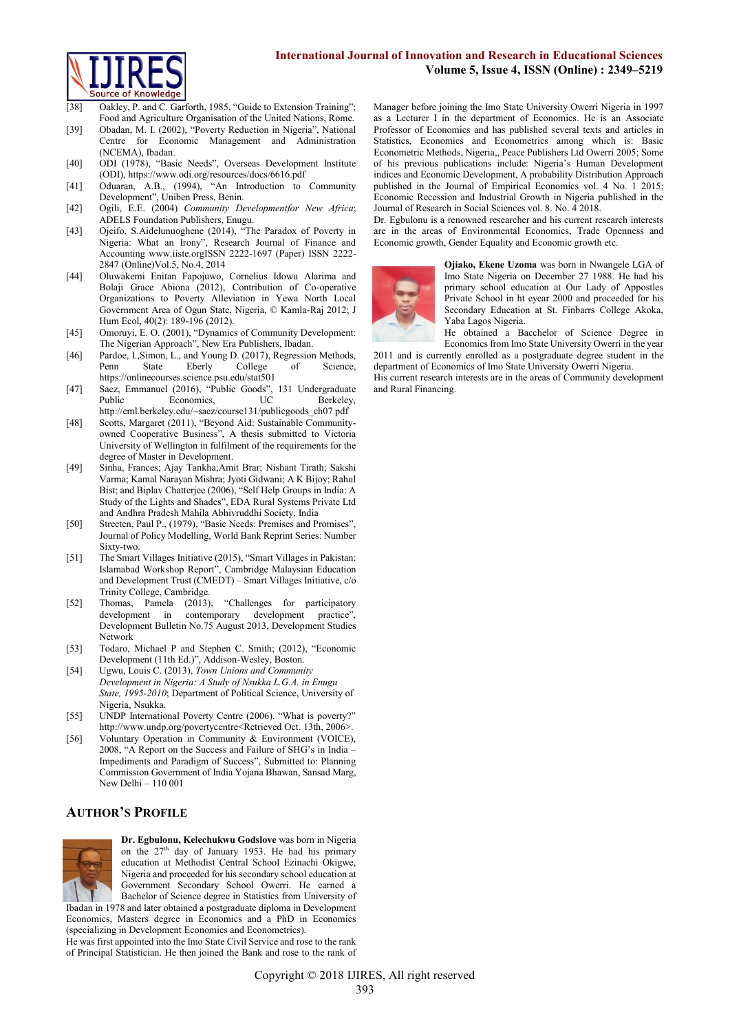[38] Oakley, P. and C. Garforth, 1985, "Guide to Extension Training"; Food and Agriculture Organisation of the United Nations, Rome.

[39] Obadan, M. I. (2002), "Poverty Reduction in Nigeria", National Centre for Economic Management and Administration (NCEMA), Ibadan.

[40] ODI (1978), "Basic Needs", Overseas Development Institute (ODI), https://www.odi.org/resources/docs/6616.pdf

[41] Oduaran, A.B., (1994), "An Introduction to Community Development", Uniben Press, Benin.

[42] Ogili, E.E. (2004) *Community Developmentfor New Africa*; ADELS Foundation Publishers, Enugu.

[43] Ojeifo, S.Aidelunuoghene (2014), "The Paradox of Poverty in Nigeria: What an Irony", Research Journal of Finance and Accounting www.iiste.orgISSN 2222-1697 (Paper) ISSN 2222-2847 (Online)Vol.5, No.4, 2014

[44] Oluwakemi Enitan Fapojuwo, Cornelius Idowu Alarima and Bolaji Grace Abiona (2012), Contribution of Co-operative Organizations to Poverty Alleviation in Yewa North Local Government Area of Ogun State, Nigeria, © Kamla-Raj 2012; J Hum Ecol, 40(2): 189-196 (2012).

[45] Omoruyi, E. O. (2001), "Dynamics of Community Development: The Nigerian Approach", New Era Publishers, Ibadan.

[46] Pardoe, I.,Simon, L., and Young D. (2017), Regression Methods, Penn State Eberly College of Science, https://onlinecourses.science.psu.edu/stat501

[47] Saez, Emmanuel (2016), "Public Goods", 131 Undergraduate Public Economics, UC Berkeley, http://eml.berkeley.edu/~saez/course131/publicgoods_ch07.pdf

[48] Scotts, Margaret (2011), "Beyond Aid: Sustainable Community-owned Cooperative Business", A thesis submitted to Victoria University of Wellington in fulfilment of the requirements for the degree of Master in Development.

[49] Sinha, Frances; Ajay Tankha;Amit Brar; Nishant Tirath; Sakshi Varma; Kamal Narayan Mishra; Jyoti Gidwani; A K Bijoy; Rahul Bist; and Biplav Chatterjee (2006), "Self Help Groups in India: A Study of the Lights and Shades", EDA Rural Systems Private Ltd and Andhra Pradesh Mahila Abhivruddhi Society, India

[50] Streeten, Paul P., (1979), "Basic Needs: Premises and Promises", Journal of Policy Modelling, World Bank Reprint Series: Number Sixty-two.

[51] The Smart Villages Initiative (2015), "Smart Villages in Pakistan: Islamabad Workshop Report", Cambridge Malaysian Education and Development Trust (CMEDT) – Smart Villages Initiative, c/o Trinity College, Cambridge.

[52] Thomas, Pamela (2013), "Challenges for participatory development in contemporary development practice", Development Bulletin No.75 August 2013, Development Studies Network

[53] Todaro, Michael P and Stephen C. Smith; (2012), "Economic Development (11th Ed.)", Addison-Wesley, Boston.

[54] Ugwu, Louis C. (2013), *Town Unions and Community Development in Nigeria: A Study of Nsukka L.G.A. in Enugu State, 1995-2010*; Department of Political Science, University of Nigeria, Nsukka.

[55] UNDP International Poverty Centre (2006). "What is poverty?" http://www.undp.org/povertycentre<Retrieved Oct. 13th, 2006>.

[56] Voluntary Operation in Community & Environment (VOICE), 2008, "A Report on the Success and Failure of SHG's in India – Impediments and Paradigm of Success", Submitted to: Planning Commission Government of India Yojana Bhawan, Sansad Marg, New Delhi – 110 001

## Author's Profile

**Dr. Egbulonu, Kelechukwu Godslove** was born in Nigeria on the 27th day of January 1953. He had his primary education at Methodist Central School Ezinachi Okigwe, Nigeria and proceeded for his secondary school education at Government Secondary School Owerri. He earned a Bachelor of Science degree in Statistics from University of Ibadan in 1978 and later obtained a postgraduate diploma in Development Economics, Masters degree in Economics and a PhD in Economics (specializing in Development Economics and Econometrics).

He was first appointed into the Imo State Civil Service and rose to the rank of Principal Statistician. He then joined the Bank and rose to the rank of Manager before joining the Imo State University Owerri Nigeria in 1997 as a Lecturer I in the department of Economics. He is an Associate Professor of Economics and has published several texts and articles in Statistics, Economics and Econometrics among which is: Basic Econometric Methods, Nigeria,, Peace Publishers Ltd Owerri 2005; Some of his previous publications include: Nigeria's Human Development indices and Economic Development, A probability Distribution Approach published in the Journal of Empirical Economics vol. 4 No. 1 2015; Economic Recession and Industrial Growth in Nigeria published in the Journal of Research in Social Sciences vol. 8. No. 4 2018.

Dr. Egbulonu is a renowned researcher and his current research interests are in the areas of Environmental Economics, Trade Openness and Economic growth, Gender Equality and Economic growth etc.

**Ojiako, Ekene Uzoma** was born in Nwangele LGA of Imo State Nigeria on December 27 1988. He had his primary school education at Our Lady of Appostles Private School in ht eyear 2000 and proceeded for his Secondary Education at St. Finbarrs College Akoka, Yaba Lagos Nigeria.

He obtained a Bacchelor of Science Degree in Economics from Imo State University Owerri in the year 2011 and is currently enrolled as a postgraduate degree student in the department of Economics of Imo State University Owerri Nigeria.

His current research interests are in the areas of Community development and Rural Financing.